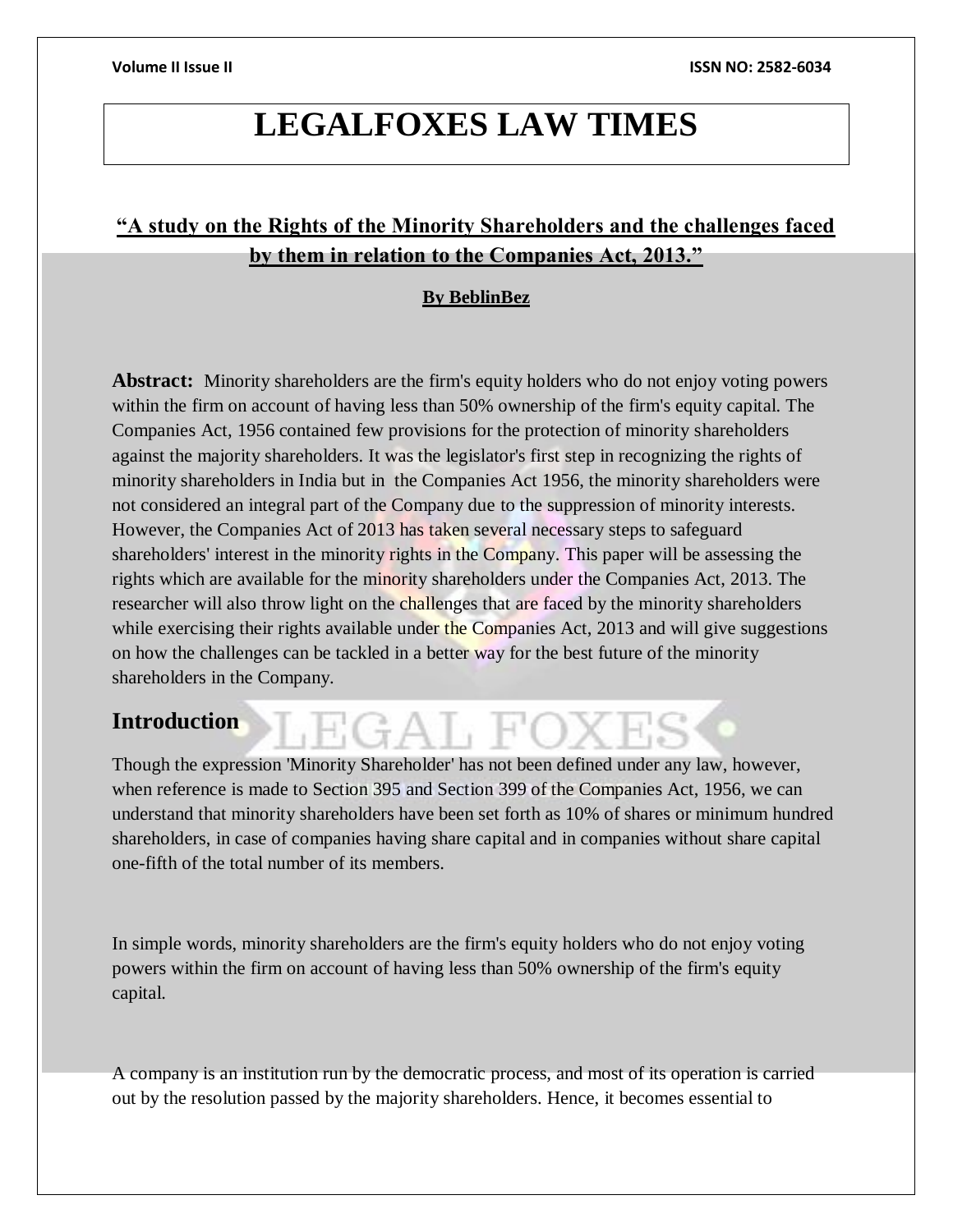# LEGALFOXES LAW TIMES

## "A study on the Rights of the Minority Shareholders and the challenges faced by them in relation to the Companies Act, 2013."

**By BeblinBez**

**Abstract:** Minority shareholders are the firm's equity holders who do not enjoy voting powers within the firm on account of having less than 50% ownership of the firm's equity capital. The Companies Act, 1956 contained few provisions for the protection of minority shareholders against the majority shareholders. It was the legislator's first step in recognizing the rights of minority shareholders in India but in the Companies Act 1956, the minority shareholders were not considered an integral part of the Company due to the suppression of minority interests. However, the Companies Act of 2013 has taken several necessary steps to safeguard shareholders' interest in the minority rights in the Company. This paper will be assessing the rights which are available for the minority shareholders under the Companies Act, 2013. The researcher will also throw light on the challenges that are faced by the minority shareholders while exercising their rights available under the Companies Act, 2013 and will give suggestions on how the challenges can be tackled in a better way for the best future of the minority shareholders in the Company.

## Introduction

Though the expression 'Minority Shareholder' has not been defined under any law, however, when reference is made to Section 395 and Section 399 of the Companies Act, 1956, we can understand that minority shareholders have been set forth as 10% of shares or minimum hundred shareholders, in case of companies having share capital and in companies without share capital one-fifth of the total number of its members.

In simple words, minority shareholders are the firm's equity holders who do not enjoy voting powers within the firm on account of having less than 50% ownership of the firm's equity capital.

A company is an institution run by the democratic process, and most of its operation is carried out by the resolution passed by the majority shareholders. Hence, it becomes essential to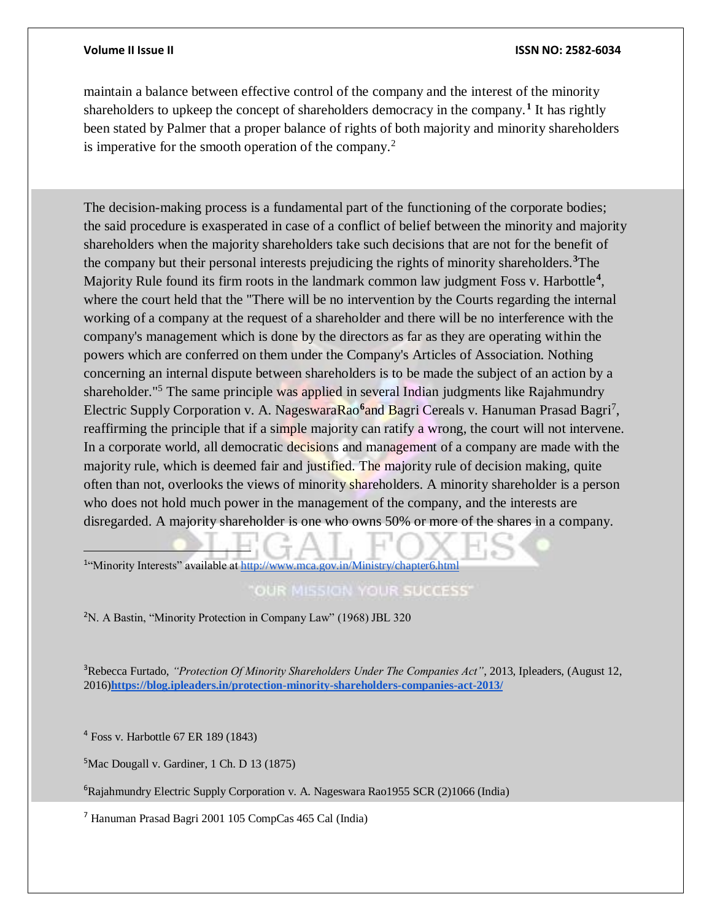maintain a balance between effective control of the company and the interest of the minority shareholders to upkeep the concept of shareholders democracy in the company.[1] It has rightly been stated by Palmer that a proper balance of rights of both majority and minority shareholders is imperative for the smooth operation of the company.[2]

The decision-making process is a fundamental part of the functioning of the corporate bodies; the said procedure is exasperated in case of a conflict of belief between the minority and majority shareholders when the majority shareholders take such decisions that are not for the benefit of the company but their personal interests prejudicing the rights of minority shareholders.[3]The Majority Rule found its firm roots in the landmark common law judgment Foss v. Harbottle[4], where the court held that the "There will be no intervention by the Courts regarding the internal working of a company at the request of a shareholder and there will be no interference with the company's management which is done by the directors as far as they are operating within the powers which are conferred on them under the Company's Articles of Association. Nothing concerning an internal dispute between shareholders is to be made the subject of an action by a shareholder."[5] The same principle was applied in several Indian judgments like Rajahmundry Electric Supply Corporation v. A. NageswaraRao[6]and Bagri Cereals v. Hanuman Prasad Bagri[7], reaffirming the principle that if a simple majority can ratify a wrong, the court will not intervene. In a corporate world, all democratic decisions and management of a company are made with the majority rule, which is deemed fair and justified. The majority rule of decision making, quite often than not, overlooks the views of minority shareholders. A minority shareholder is a person who does not hold much power in the management of the company, and the interests are disregarded. A majority shareholder is one who owns 50% or more of the shares in a company.

---

[1]"Minority Interests" available at http://www.mca.gov.in/Ministry/chapter6.html

[2]N. A Bastin, "Minority Protection in Company Law" (1968) JBL 320

[3]Rebecca Furtado, *"Protection Of Minority Shareholders Under The Companies Act"*, 2013, Ipleaders, (August 12, 2016)**https://blog.ipleaders.in/protection-minority-shareholders-companies-act-2013/**

[4] Foss v. Harbottle 67 ER 189 (1843)

[5]Mac Dougall v. Gardiner, 1 Ch. D 13 (1875)

[6]Rajahmundry Electric Supply Corporation v. A. Nageswara Rao1955 SCR (2)1066 (India)

[7] Hanuman Prasad Bagri 2001 105 CompCas 465 Cal (India)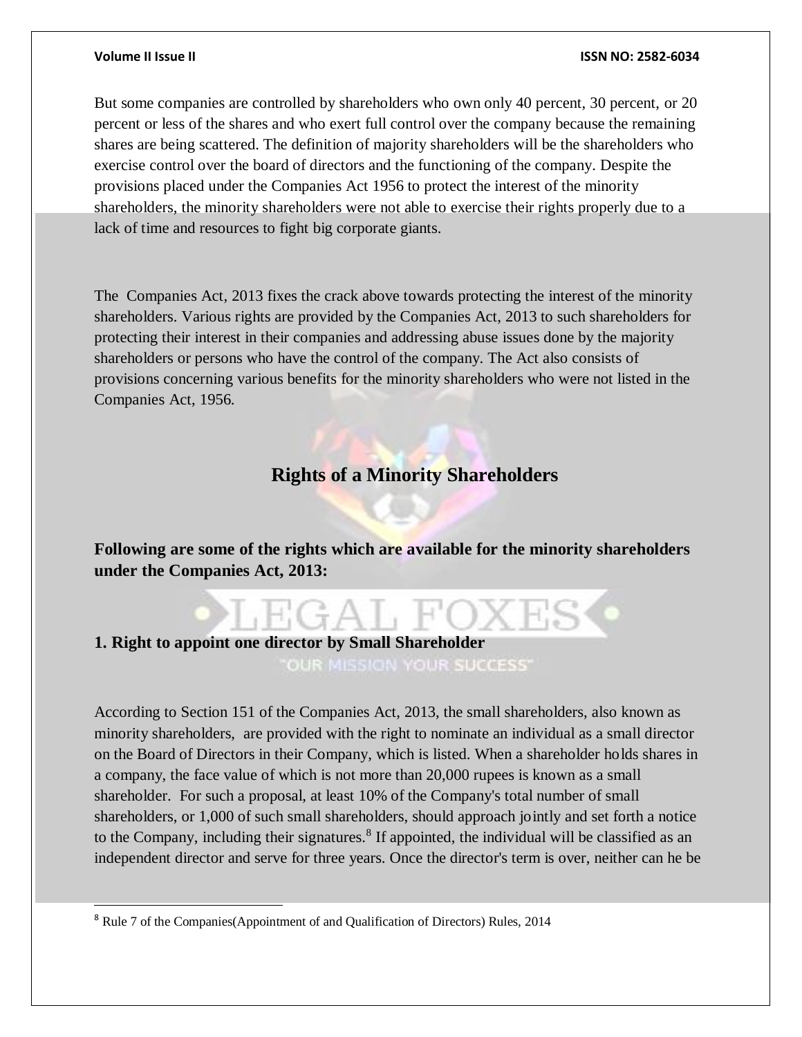But some companies are controlled by shareholders who own only 40 percent, 30 percent, or 20 percent or less of the shares and who exert full control over the company because the remaining shares are being scattered. The definition of majority shareholders will be the shareholders who exercise control over the board of directors and the functioning of the company. Despite the provisions placed under the Companies Act 1956 to protect the interest of the minority shareholders, the minority shareholders were not able to exercise their rights properly due to a lack of time and resources to fight big corporate giants.

The Companies Act, 2013 fixes the crack above towards protecting the interest of the minority shareholders. Various rights are provided by the Companies Act, 2013 to such shareholders for protecting their interest in their companies and addressing abuse issues done by the majority shareholders or persons who have the control of the company. The Act also consists of provisions concerning various benefits for the minority shareholders who were not listed in the Companies Act, 1956.

## Rights of a Minority Shareholders

**Following are some of the rights which are available for the minority shareholders under the Companies Act, 2013:**

### 1. Right to appoint one director by Small Shareholder

According to Section 151 of the Companies Act, 2013, the small shareholders, also known as minority shareholders, are provided with the right to nominate an individual as a small director on the Board of Directors in their Company, which is listed. When a shareholder holds shares in a company, the face value of which is not more than 20,000 rupees is known as a small shareholder. For such a proposal, at least 10% of the Company's total number of small shareholders, or 1,000 of such small shareholders, should approach jointly and set forth a notice to the Company, including their signatures.[8] If appointed, the individual will be classified as an independent director and serve for three years. Once the director's term is over, neither can he be

[8] Rule 7 of the Companies(Appointment of and Qualification of Directors) Rules, 2014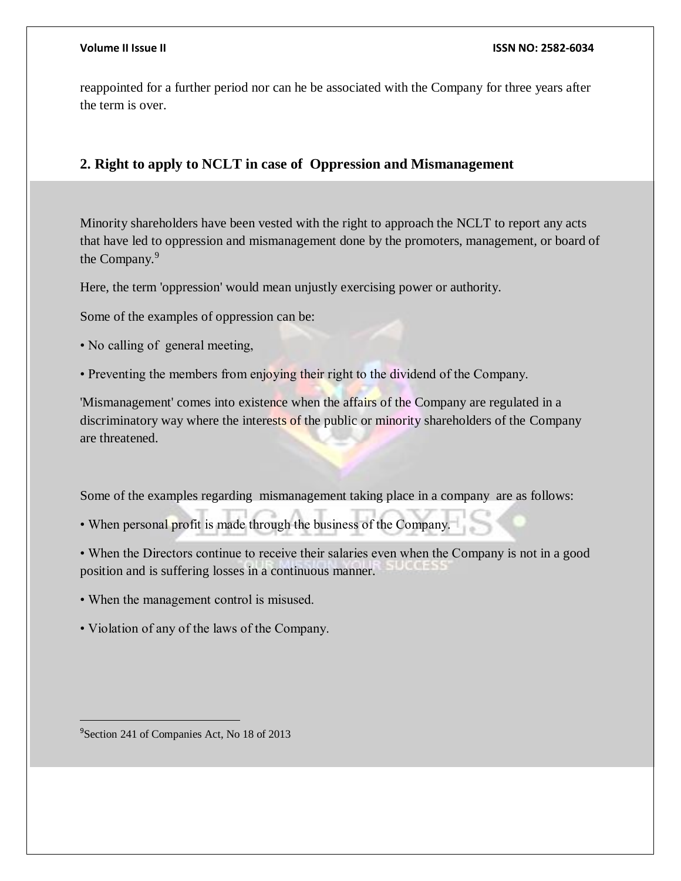reappointed for a further period nor can he be associated with the Company for three years after the term is over.

## 2. Right to apply to NCLT in case of Oppression and Mismanagement

Minority shareholders have been vested with the right to approach the NCLT to report any acts that have led to oppression and mismanagement done by the promoters, management, or board of the Company.[9]

Here, the term 'oppression' would mean unjustly exercising power or authority.

Some of the examples of oppression can be:

- No calling of general meeting,
- Preventing the members from enjoying their right to the dividend of the Company.

'Mismanagement' comes into existence when the affairs of the Company are regulated in a discriminatory way where the interests of the public or minority shareholders of the Company are threatened.

Some of the examples regarding mismanagement taking place in a company are as follows:

- When personal profit is made through the business of the Company.
- When the Directors continue to receive their salaries even when the Company is not in a good position and is suffering losses in a continuous manner.
- When the management control is misused.
- Violation of any of the laws of the Company.

---

[9] Section 241 of Companies Act, No 18 of 2013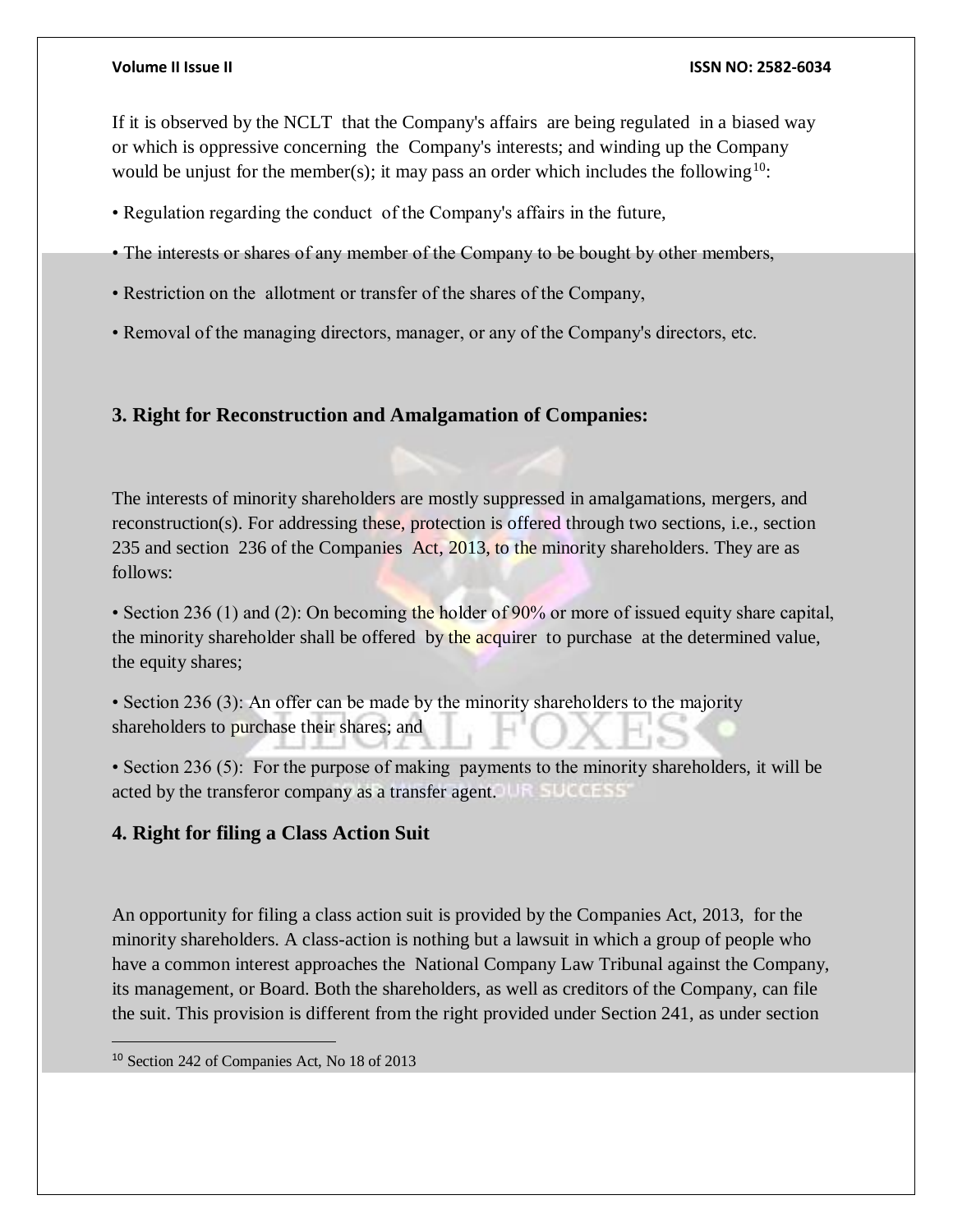If it is observed by the NCLT that the Company's affairs are being regulated in a biased way or which is oppressive concerning the Company's interests; and winding up the Company would be unjust for the member(s); it may pass an order which includes the following[10]:

- Regulation regarding the conduct of the Company's affairs in the future,
- The interests or shares of any member of the Company to be bought by other members,
- Restriction on the allotment or transfer of the shares of the Company,
- Removal of the managing directors, manager, or any of the Company's directors, etc.

### 3. Right for Reconstruction and Amalgamation of Companies:

The interests of minority shareholders are mostly suppressed in amalgamations, mergers, and reconstruction(s). For addressing these, protection is offered through two sections, i.e., section 235 and section 236 of the Companies Act, 2013, to the minority shareholders. They are as follows:

- Section 236 (1) and (2): On becoming the holder of 90% or more of issued equity share capital, the minority shareholder shall be offered by the acquirer to purchase at the determined value, the equity shares;
- Section 236 (3): An offer can be made by the minority shareholders to the majority shareholders to purchase their shares; and
- Section 236 (5): For the purpose of making payments to the minority shareholders, it will be acted by the transferor company as a transfer agent.

### 4. Right for filing a Class Action Suit

An opportunity for filing a class action suit is provided by the Companies Act, 2013, for the minority shareholders. A class-action is nothing but a lawsuit in which a group of people who have a common interest approaches the National Company Law Tribunal against the Company, its management, or Board. Both the shareholders, as well as creditors of the Company, can file the suit. This provision is different from the right provided under Section 241, as under section

[10] Section 242 of Companies Act, No 18 of 2013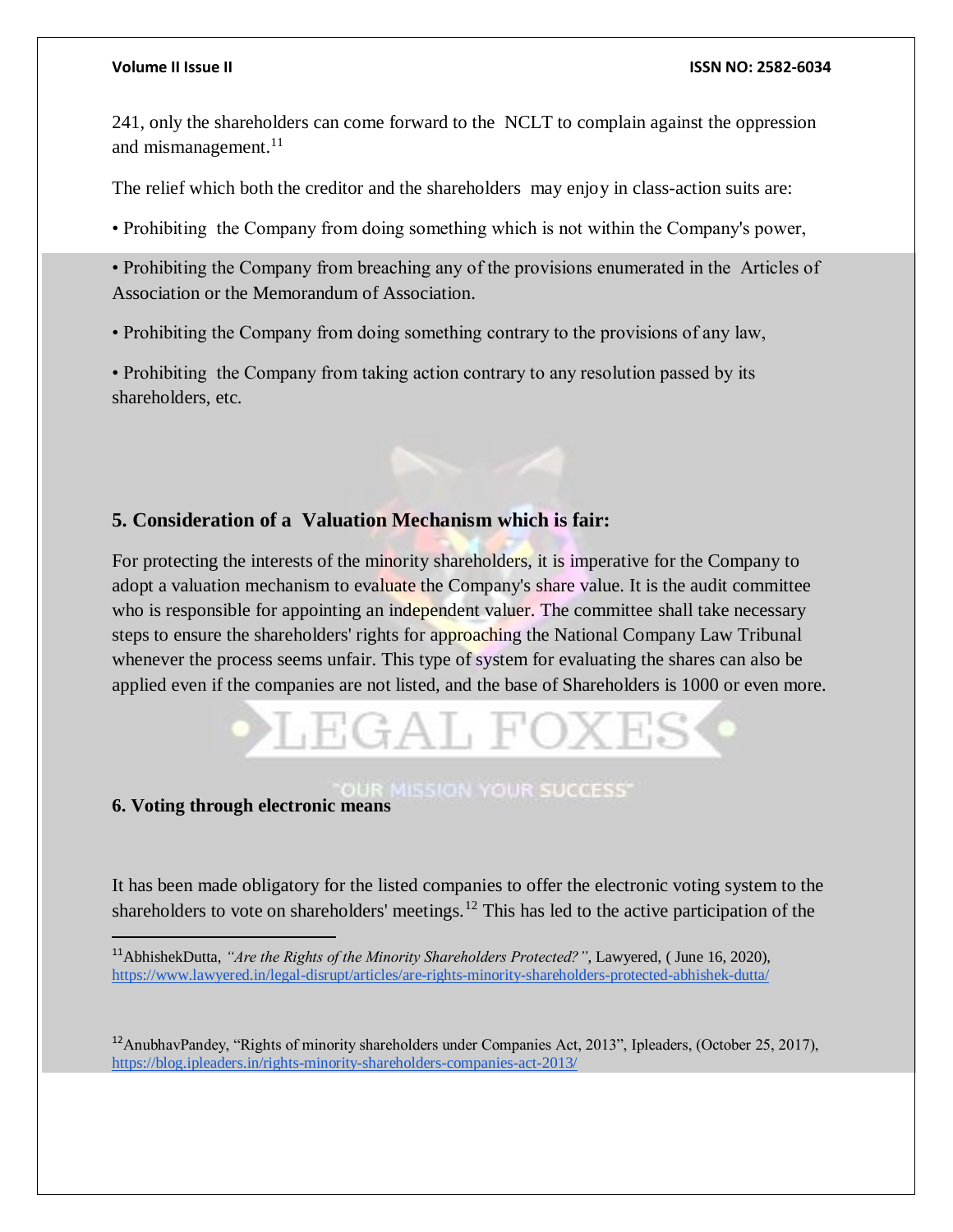241, only the shareholders can come forward to the NCLT to complain against the oppression and mismanagement.[11]

The relief which both the creditor and the shareholders may enjoy in class-action suits are:

- Prohibiting the Company from doing something which is not within the Company's power,
- Prohibiting the Company from breaching any of the provisions enumerated in the Articles of Association or the Memorandum of Association.
- Prohibiting the Company from doing something contrary to the provisions of any law,
- Prohibiting the Company from taking action contrary to any resolution passed by its shareholders, etc.

**5. Consideration of a Valuation Mechanism which is fair:**

For protecting the interests of the minority shareholders, it is imperative for the Company to adopt a valuation mechanism to evaluate the Company's share value. It is the audit committee who is responsible for appointing an independent valuer. The committee shall take necessary steps to ensure the shareholders' rights for approaching the National Company Law Tribunal whenever the process seems unfair. This type of system for evaluating the shares can also be applied even if the companies are not listed, and the base of Shareholders is 1000 or even more.

**6. Voting through electronic means**

It has been made obligatory for the listed companies to offer the electronic voting system to the shareholders to vote on shareholders' meetings.[12] This has led to the active participation of the

---

[11] AbhishekDutta, *"Are the Rights of the Minority Shareholders Protected?"*, Lawyered, ( June 16, 2020), https://www.lawyered.in/legal-disrupt/articles/are-rights-minority-shareholders-protected-abhishek-dutta/

[12] AnubhavPandey, "Rights of minority shareholders under Companies Act, 2013", Ipleaders, (October 25, 2017), https://blog.ipleaders.in/rights-minority-shareholders-companies-act-2013/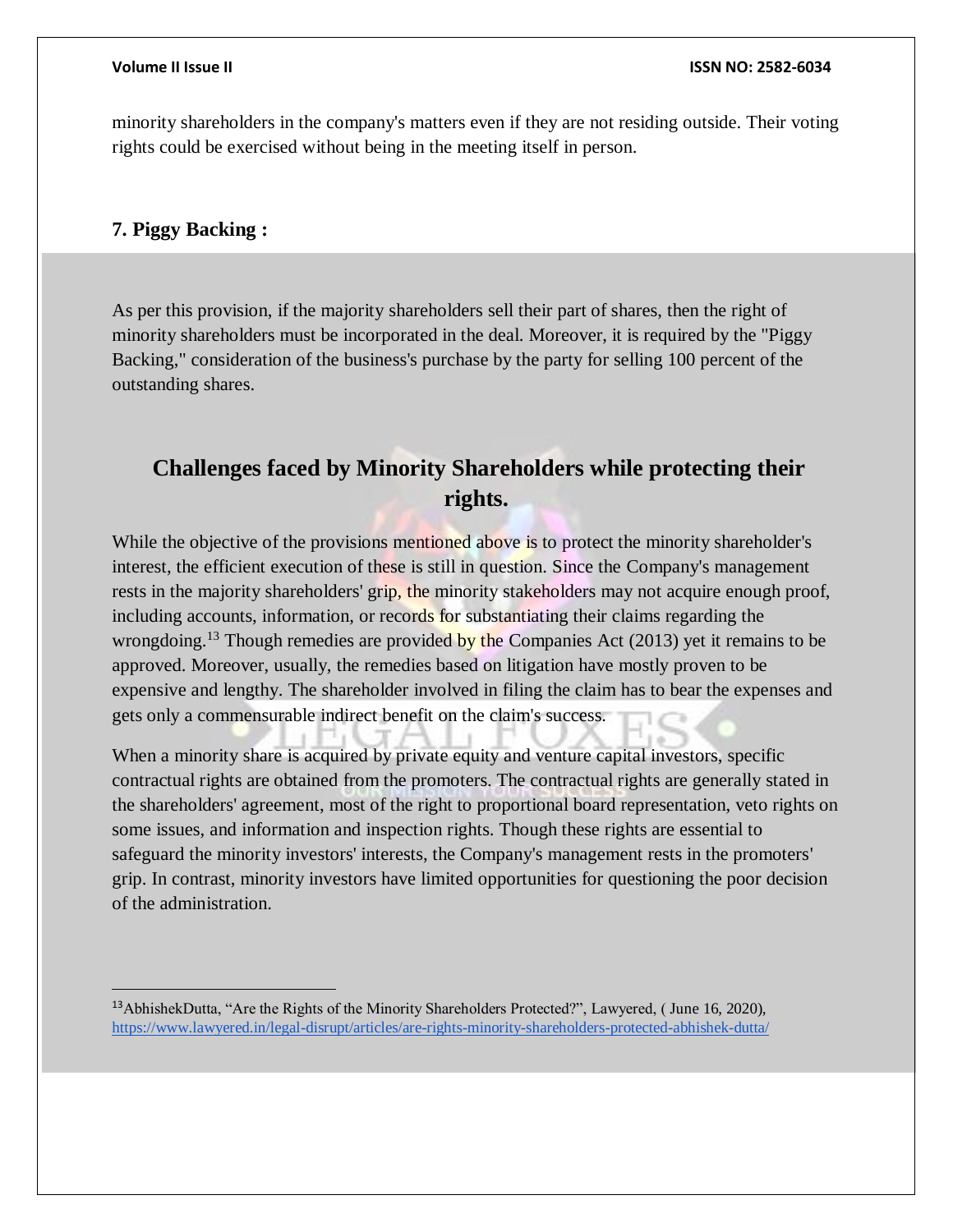minority shareholders in the company's matters even if they are not residing outside. Their voting rights could be exercised without being in the meeting itself in person.

### 7. Piggy Backing :

As per this provision, if the majority shareholders sell their part of shares, then the right of minority shareholders must be incorporated in the deal. Moreover, it is required by the "Piggy Backing," consideration of the business's purchase by the party for selling 100 percent of the outstanding shares.

## Challenges faced by Minority Shareholders while protecting their rights.

While the objective of the provisions mentioned above is to protect the minority shareholder's interest, the efficient execution of these is still in question. Since the Company's management rests in the majority shareholders' grip, the minority stakeholders may not acquire enough proof, including accounts, information, or records for substantiating their claims regarding the wrongdoing.[13] Though remedies are provided by the Companies Act (2013) yet it remains to be approved. Moreover, usually, the remedies based on litigation have mostly proven to be expensive and lengthy. The shareholder involved in filing the claim has to bear the expenses and gets only a commensurable indirect benefit on the claim's success.

When a minority share is acquired by private equity and venture capital investors, specific contractual rights are obtained from the promoters. The contractual rights are generally stated in the shareholders' agreement, most of the right to proportional board representation, veto rights on some issues, and information and inspection rights. Though these rights are essential to safeguard the minority investors' interests, the Company's management rests in the promoters' grip. In contrast, minority investors have limited opportunities for questioning the poor decision of the administration.

---

[13] AbhishekDutta, "Are the Rights of the Minority Shareholders Protected?", Lawyered, ( June 16, 2020), https://www.lawyered.in/legal-disrupt/articles/are-rights-minority-shareholders-protected-abhishek-dutta/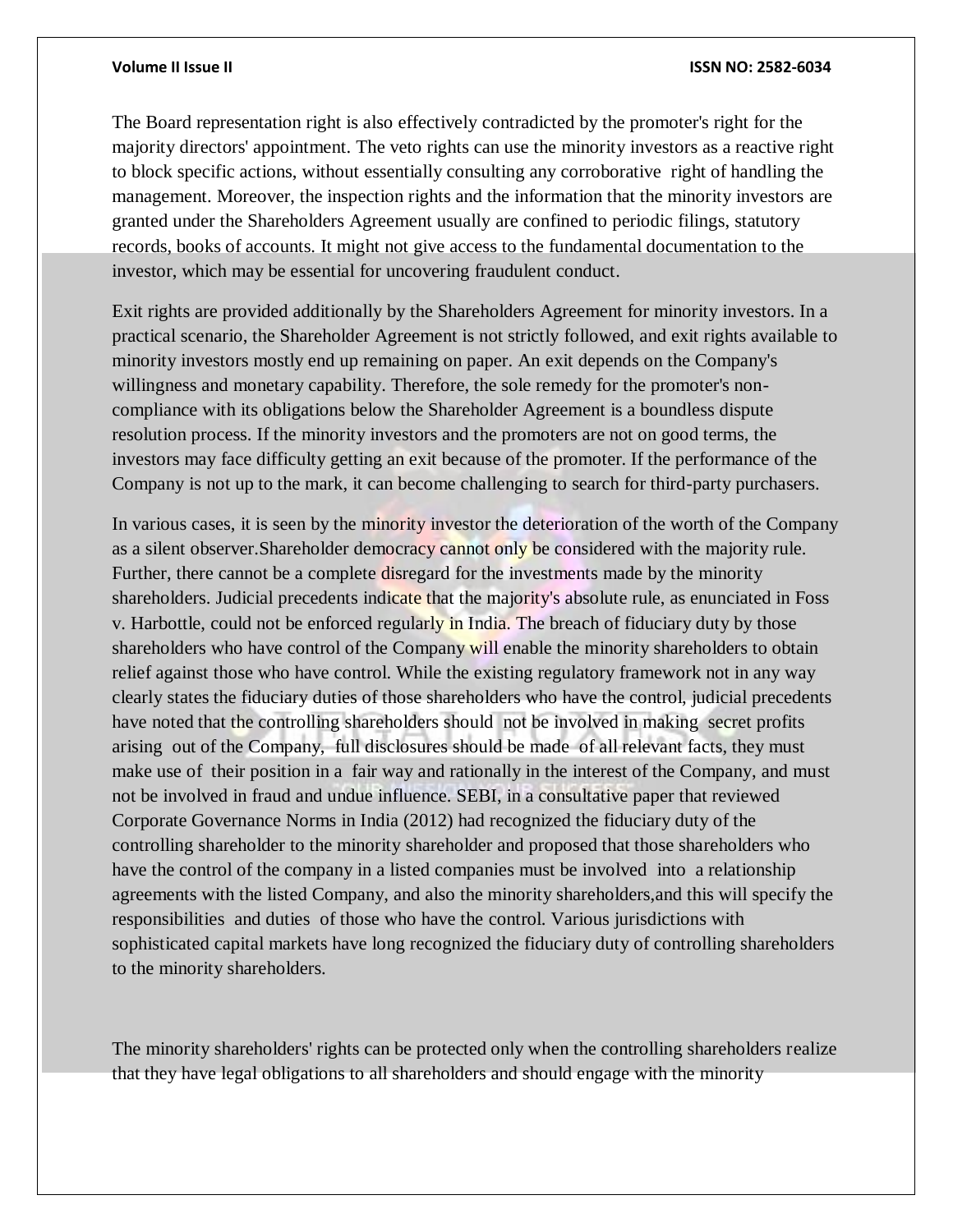The Board representation right is also effectively contradicted by the promoter's right for the majority directors' appointment. The veto rights can use the minority investors as a reactive right to block specific actions, without essentially consulting any corroborative right of handling the management. Moreover, the inspection rights and the information that the minority investors are granted under the Shareholders Agreement usually are confined to periodic filings, statutory records, books of accounts. It might not give access to the fundamental documentation to the investor, which may be essential for uncovering fraudulent conduct.

Exit rights are provided additionally by the Shareholders Agreement for minority investors. In a practical scenario, the Shareholder Agreement is not strictly followed, and exit rights available to minority investors mostly end up remaining on paper. An exit depends on the Company's willingness and monetary capability. Therefore, the sole remedy for the promoter's non-compliance with its obligations below the Shareholder Agreement is a boundless dispute resolution process. If the minority investors and the promoters are not on good terms, the investors may face difficulty getting an exit because of the promoter. If the performance of the Company is not up to the mark, it can become challenging to search for third-party purchasers.

In various cases, it is seen by the minority investor the deterioration of the worth of the Company as a silent observer.Shareholder democracy cannot only be considered with the majority rule. Further, there cannot be a complete disregard for the investments made by the minority shareholders. Judicial precedents indicate that the majority's absolute rule, as enunciated in Foss v. Harbottle, could not be enforced regularly in India. The breach of fiduciary duty by those shareholders who have control of the Company will enable the minority shareholders to obtain relief against those who have control. While the existing regulatory framework not in any way clearly states the fiduciary duties of those shareholders who have the control, judicial precedents have noted that the controlling shareholders should not be involved in making secret profits arising out of the Company, full disclosures should be made of all relevant facts, they must make use of their position in a fair way and rationally in the interest of the Company, and must not be involved in fraud and undue influence. SEBI, in a consultative paper that reviewed Corporate Governance Norms in India (2012) had recognized the fiduciary duty of the controlling shareholder to the minority shareholder and proposed that those shareholders who have the control of the company in a listed companies must be involved into a relationship agreements with the listed Company, and also the minority shareholders,and this will specify the responsibilities and duties of those who have the control. Various jurisdictions with sophisticated capital markets have long recognized the fiduciary duty of controlling shareholders to the minority shareholders.

The minority shareholders' rights can be protected only when the controlling shareholders realize that they have legal obligations to all shareholders and should engage with the minority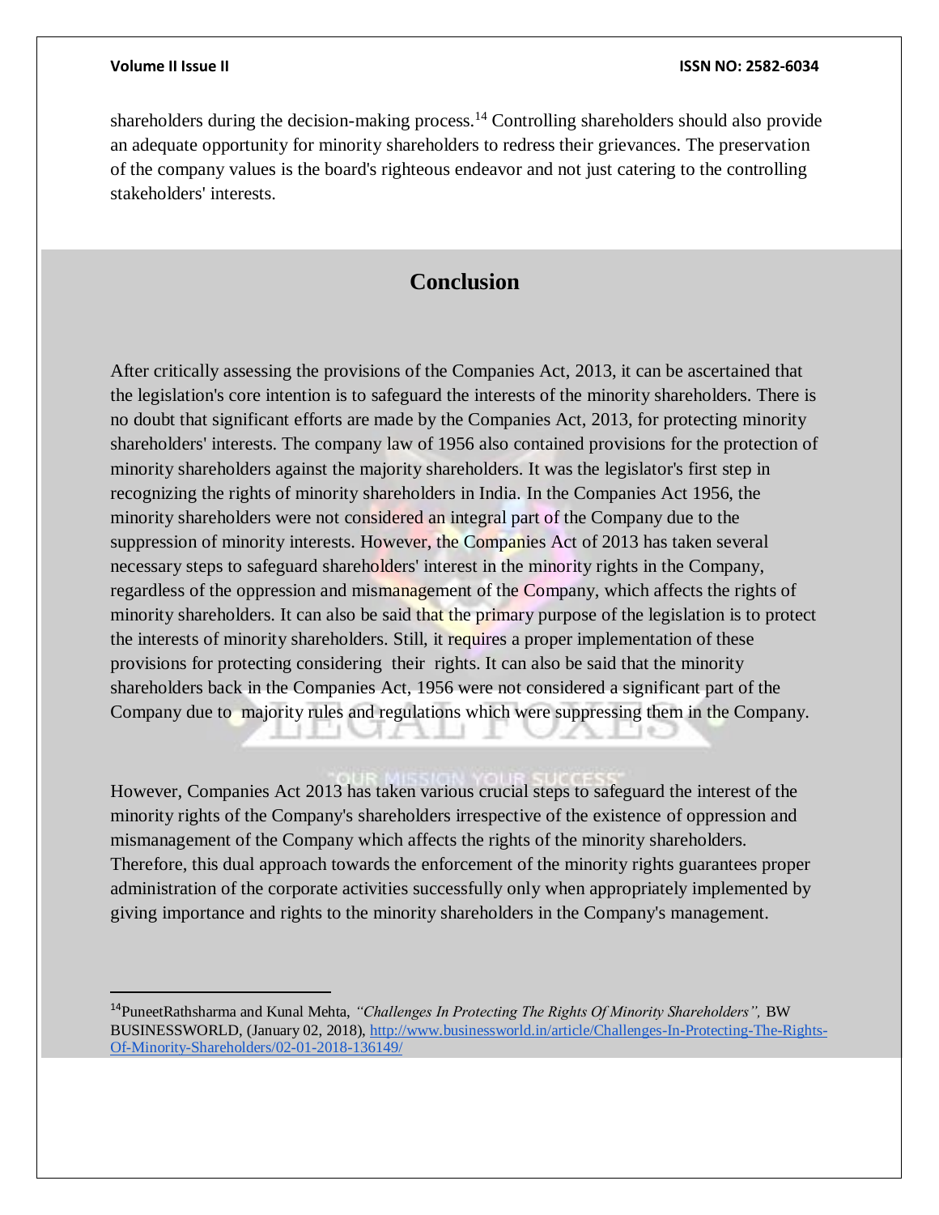shareholders during the decision-making process.[14] Controlling shareholders should also provide an adequate opportunity for minority shareholders to redress their grievances. The preservation of the company values is the board's righteous endeavor and not just catering to the controlling stakeholders' interests.

## Conclusion

After critically assessing the provisions of the Companies Act, 2013, it can be ascertained that the legislation's core intention is to safeguard the interests of the minority shareholders. There is no doubt that significant efforts are made by the Companies Act, 2013, for protecting minority shareholders' interests. The company law of 1956 also contained provisions for the protection of minority shareholders against the majority shareholders. It was the legislator's first step in recognizing the rights of minority shareholders in India. In the Companies Act 1956, the minority shareholders were not considered an integral part of the Company due to the suppression of minority interests. However, the Companies Act of 2013 has taken several necessary steps to safeguard shareholders' interest in the minority rights in the Company, regardless of the oppression and mismanagement of the Company, which affects the rights of minority shareholders. It can also be said that the primary purpose of the legislation is to protect the interests of minority shareholders. Still, it requires a proper implementation of these provisions for protecting considering their rights. It can also be said that the minority shareholders back in the Companies Act, 1956 were not considered a significant part of the Company due to majority rules and regulations which were suppressing them in the Company.

However, Companies Act 2013 has taken various crucial steps to safeguard the interest of the minority rights of the Company's shareholders irrespective of the existence of oppression and mismanagement of the Company which affects the rights of the minority shareholders. Therefore, this dual approach towards the enforcement of the minority rights guarantees proper administration of the corporate activities successfully only when appropriately implemented by giving importance and rights to the minority shareholders in the Company's management.

---

[14] PuneetRathsharma and Kunal Mehta, *"Challenges In Protecting The Rights Of Minority Shareholders"*, BW BUSINESSWORLD, (January 02, 2018), http://www.businessworld.in/article/Challenges-In-Protecting-The-Rights-Of-Minority-Shareholders/02-01-2018-136149/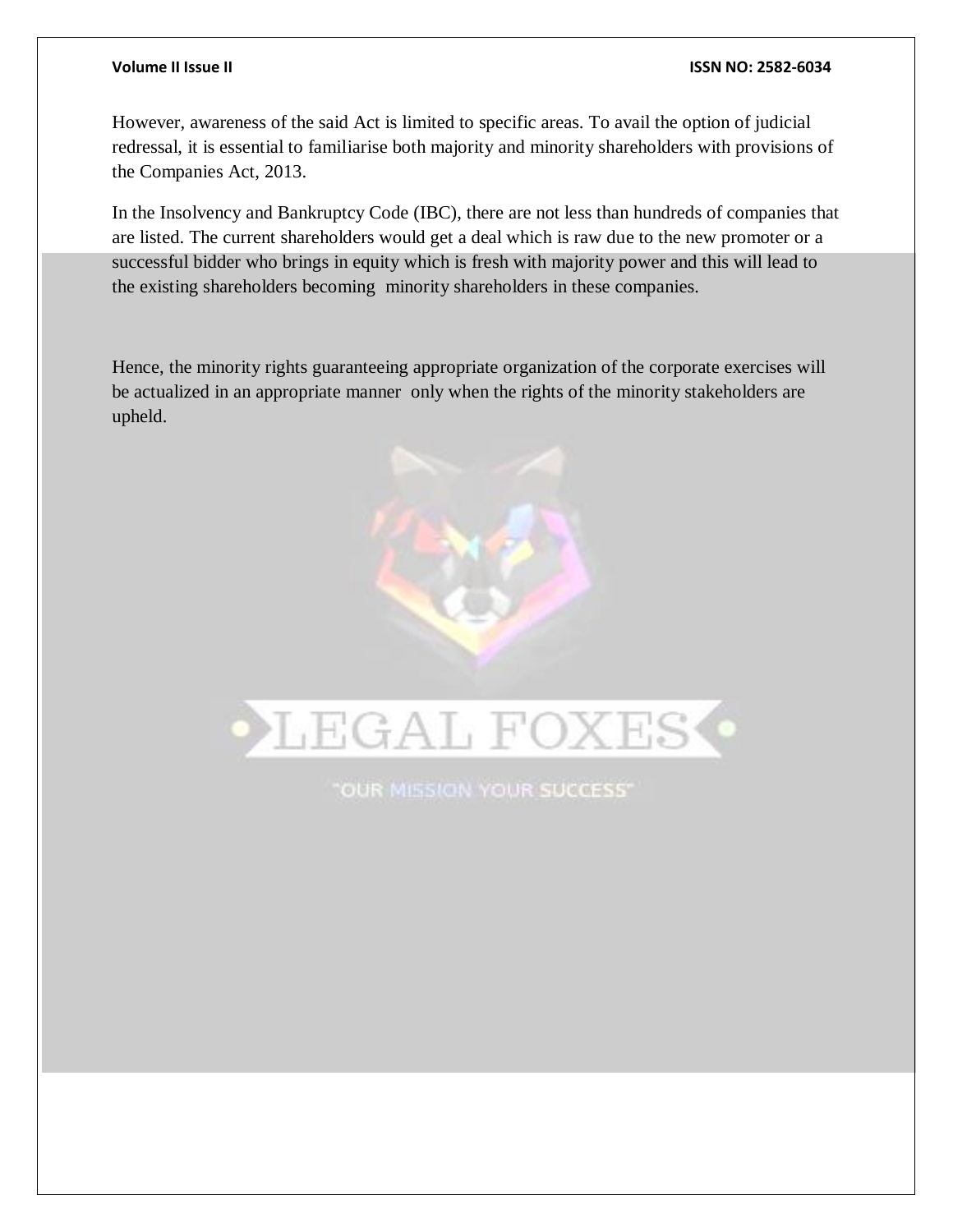However, awareness of the said Act is limited to specific areas. To avail the option of judicial redressal, it is essential to familiarise both majority and minority shareholders with provisions of the Companies Act, 2013.

In the Insolvency and Bankruptcy Code (IBC), there are not less than hundreds of companies that are listed. The current shareholders would get a deal which is raw due to the new promoter or a successful bidder who brings in equity which is fresh with majority power and this will lead to the existing shareholders becoming minority shareholders in these companies.

Hence, the minority rights guaranteeing appropriate organization of the corporate exercises will be actualized in an appropriate manner only when the rights of the minority stakeholders are upheld.